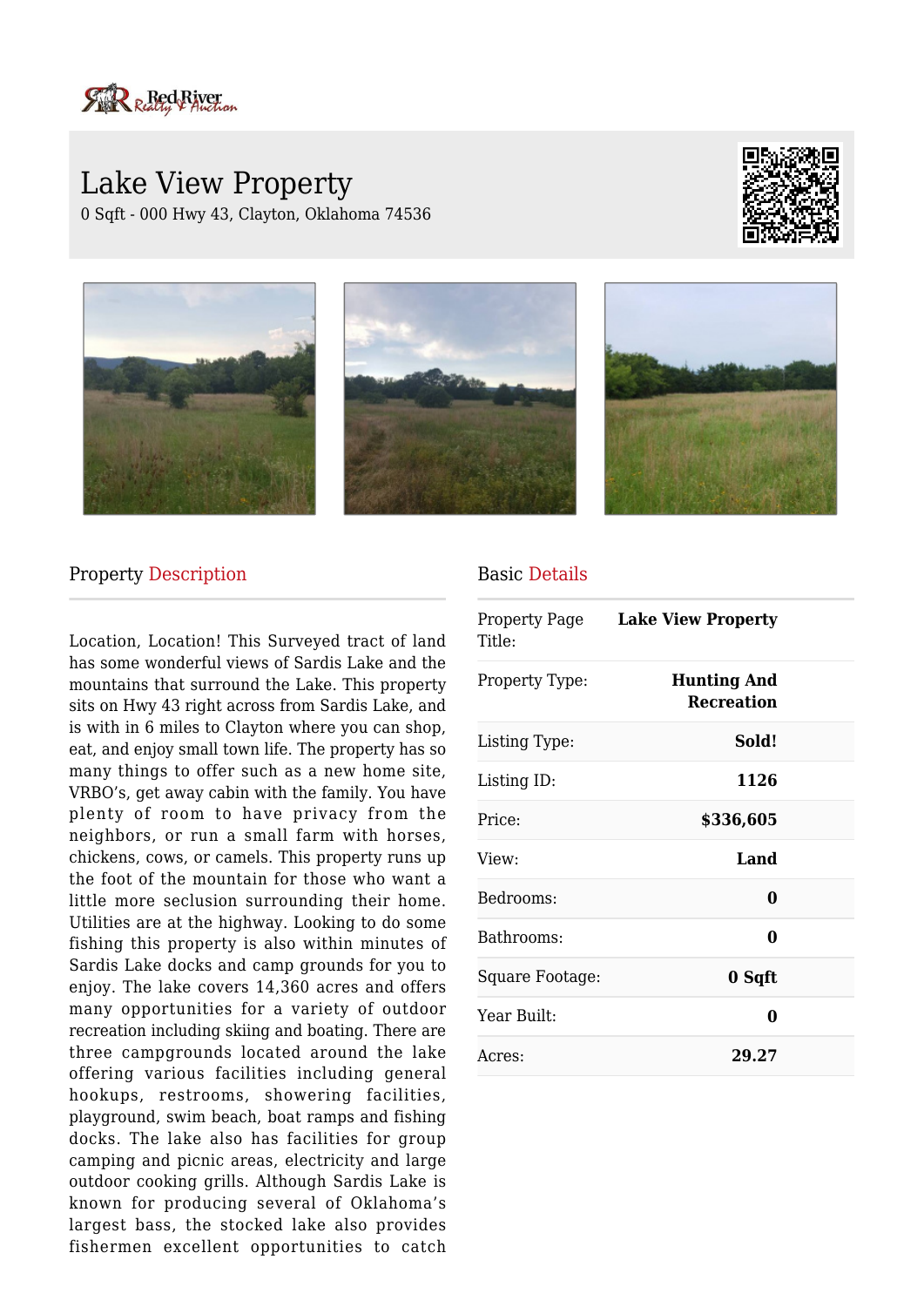# Lake View Property

0 Sqft - 000 Hwy 43, Clayton, Oklahoma 74536

## Property Description

Location, Location! This Surveyed tract of land has some wonderful views of Sardis Lake and the mountains that surround the Lake. This property sits on Hwy 43 right across from Sardis Lake, and is with in 6 miles to Clayton where you can shop, eat, and enjoy small town life. The property has so many things to offer such as a new home site, VRBO's, get away cabin with the family. You have plenty of room to have privacy from the neighbors, or run a small farm with horses, chickens, cows, or camels. This property runs up the foot of the mountain for those who want a little more seclusion surrounding their home. Utilities are at the highway. Looking to do some fishing this property is also within minutes of Sardis Lake docks and camp grounds for you to enjoy. The lake covers 14,360 acres and offers many opportunities for a variety of outdoor recreation including skiing and boating. There are three campgrounds located around the lake offering various facilities including general hookups, restrooms, showering facilities, playground, swim beach, boat ramps and fishing docks. The lake also has facilities for group camping and picnic areas, electricity and large outdoor cooking grills. Although Sardis Lake is known for producing several of Oklahoma's largest bass, the stocked lake also provides fishermen excellent opportunities to catch

## Basic Details

| | |
|---|---|
| Property Page Title: | **Lake View Property** |
| Property Type: | **Hunting And Recreation** |
| Listing Type: | **Sold!** |
| Listing ID: | **1126** |
| Price: | **$336,605** |
| View: | **Land** |
| Bedrooms: | **0** |
| Bathrooms: | **0** |
| Square Footage: | **0 Sqft** |
| Year Built: | **0** |
| Acres: | **29.27** |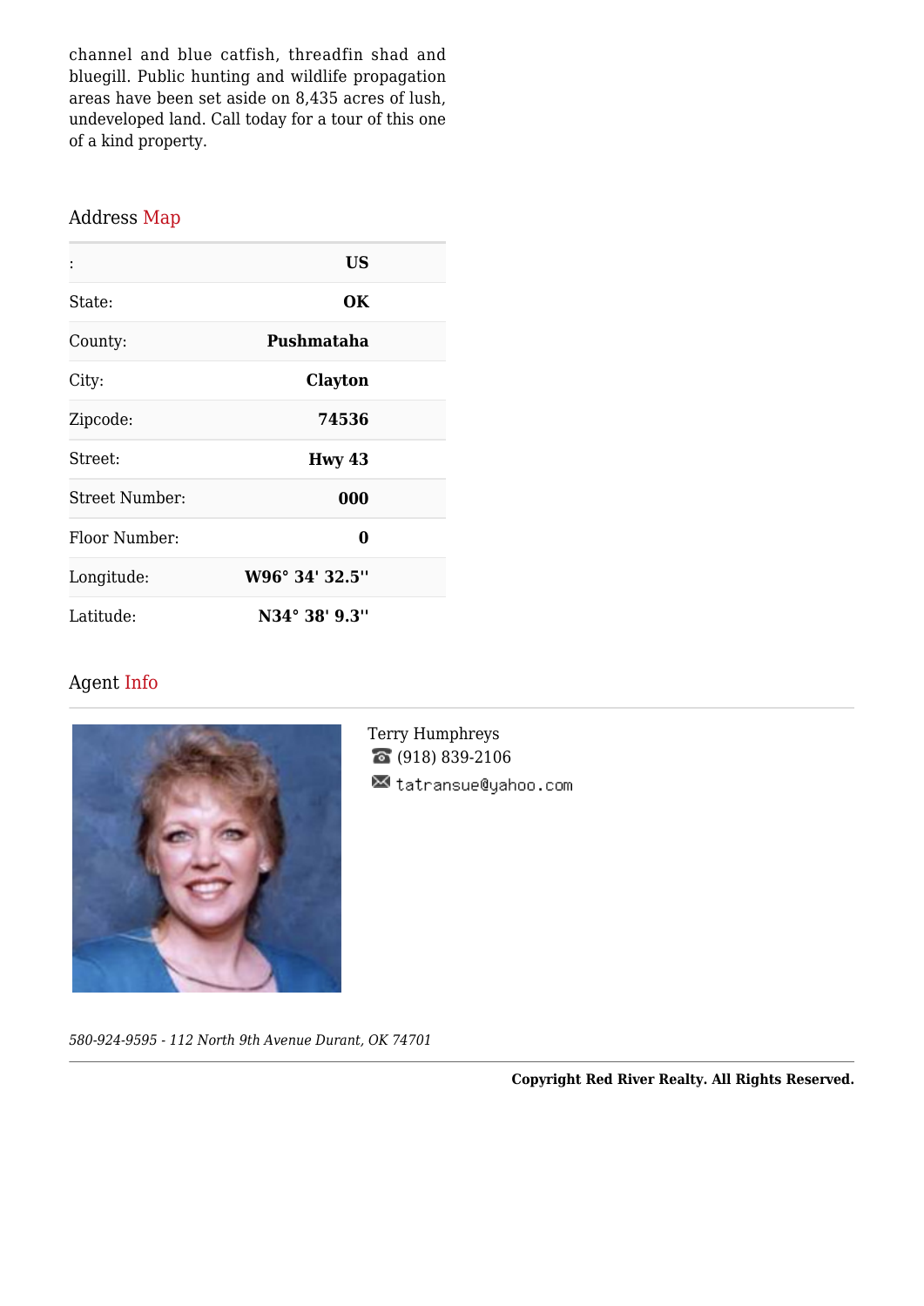channel and blue catfish, threadfin shad and bluegill. Public hunting and wildlife propagation areas have been set aside on 8,435 acres of lush, undeveloped land. Call today for a tour of this one of a kind property.

## Address Map

| | |
|---|---|
| : | **US** |
| State: | **OK** |
| County: | **Pushmataha** |
| City: | **Clayton** |
| Zipcode: | **74536** |
| Street: | **Hwy 43** |
| Street Number: | **000** |
| Floor Number: | **0** |
| Longitude: | **W96° 34' 32.5''** |
| Latitude: | **N34° 38' 9.3''** |

## Agent Info

Terry Humphreys
(918) 839-2106
tatransue@yahoo.com

*580-924-9595 - 112 North 9th Avenue Durant, OK 74701*

**Copyright Red River Realty. All Rights Reserved.**